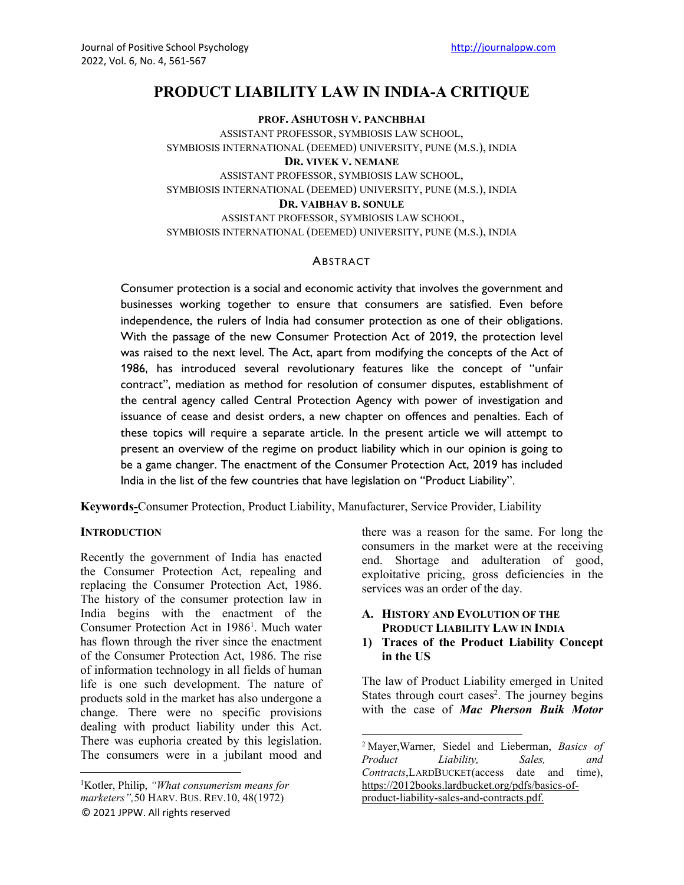# PRODUCT LIABILITY LAW IN INDIA-A CRITIQUE

**PROF. ASHUTOSH V. PANCHBHAI**
ASSISTANT PROFESSOR, SYMBIOSIS LAW SCHOOL,
SYMBIOSIS INTERNATIONAL (DEEMED) UNIVERSITY, PUNE (M.S.), INDIA

**DR. VIVEK V. NEMANE**
ASSISTANT PROFESSOR, SYMBIOSIS LAW SCHOOL,
SYMBIOSIS INTERNATIONAL (DEEMED) UNIVERSITY, PUNE (M.S.), INDIA

**DR. VAIBHAV B. SONULE**
ASSISTANT PROFESSOR, SYMBIOSIS LAW SCHOOL,
SYMBIOSIS INTERNATIONAL (DEEMED) UNIVERSITY, PUNE (M.S.), INDIA

## ABSTRACT

Consumer protection is a social and economic activity that involves the government and businesses working together to ensure that consumers are satisfied. Even before independence, the rulers of India had consumer protection as one of their obligations. With the passage of the new Consumer Protection Act of 2019, the protection level was raised to the next level. The Act, apart from modifying the concepts of the Act of 1986, has introduced several revolutionary features like the concept of "unfair contract", mediation as method for resolution of consumer disputes, establishment of the central agency called Central Protection Agency with power of investigation and issuance of cease and desist orders, a new chapter on offences and penalties. Each of these topics will require a separate article. In the present article we will attempt to present an overview of the regime on product liability which in our opinion is going to be a game changer. The enactment of the Consumer Protection Act, 2019 has included India in the list of the few countries that have legislation on "Product Liability".

**Keywords-**Consumer Protection, Product Liability, Manufacturer, Service Provider, Liability

## INTRODUCTION

Recently the government of India has enacted the Consumer Protection Act, repealing and replacing the Consumer Protection Act, 1986. The history of the consumer protection law in India begins with the enactment of the Consumer Protection Act in 1986[1]. Much water has flown through the river since the enactment of the Consumer Protection Act, 1986. The rise of information technology in all fields of human life is one such development. The nature of products sold in the market has also undergone a change. There were no specific provisions dealing with product liability under this Act. There was euphoria created by this legislation. The consumers were in a jubilant mood and there was a reason for the same. For long the consumers in the market were at the receiving end. Shortage and adulteration of good, exploitative pricing, gross deficiencies in the services was an order of the day.

### A. HISTORY AND EVOLUTION OF THE PRODUCT LIABILITY LAW IN INDIA

#### 1) Traces of the Product Liability Concept in the US

The law of Product Liability emerged in United States through court cases[2]. The journey begins with the case of ***Mac Pherson Buik Motor***

---

[1]Kotler, Philip, *"What consumerism means for marketers"*,50 HARV. BUS. REV.10, 48(1972)

[2] Mayer,Warner, Siedel and Lieberman, *Basics of Product Liability, Sales, and Contracts*,LARDBUCKET(access date and time), https://2012books.lardbucket.org/pdfs/basics-of-product-liability-sales-and-contracts.pdf.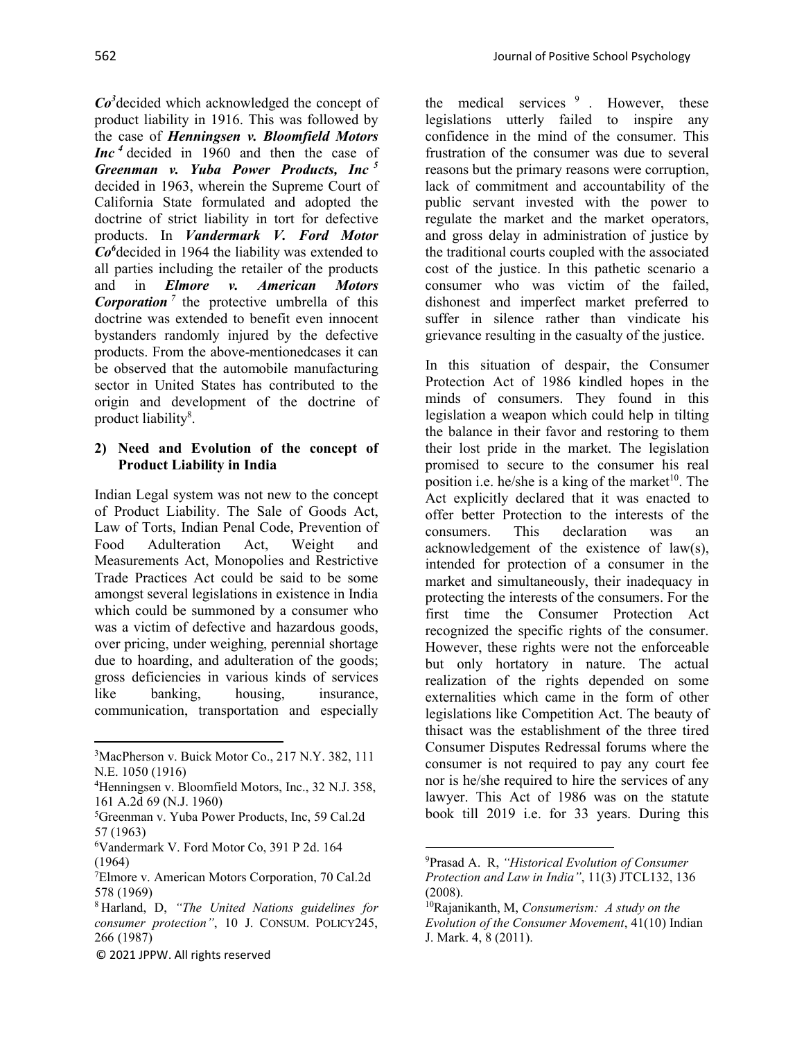***Co***[3]decided which acknowledged the concept of product liability in 1916. This was followed by the case of ***Henningsen v. Bloomfield Motors Inc*** [4] decided in 1960 and then the case of ***Greenman v. Yuba Power Products, Inc*** [5] decided in 1963, wherein the Supreme Court of California State formulated and adopted the doctrine of strict liability in tort for defective products. In ***Vandermark V. Ford Motor Co***[6]decided in 1964 the liability was extended to all parties including the retailer of the products and in ***Elmore v. American Motors Corporation*** [7] the protective umbrella of this doctrine was extended to benefit even innocent bystanders randomly injured by the defective products. From the above-mentionedcases it can be observed that the automobile manufacturing sector in United States has contributed to the origin and development of the doctrine of product liability[8].

**2) Need and Evolution of the concept of Product Liability in India**

Indian Legal system was not new to the concept of Product Liability. The Sale of Goods Act, Law of Torts, Indian Penal Code, Prevention of Food Adulteration Act, Weight and Measurements Act, Monopolies and Restrictive Trade Practices Act could be said to be some amongst several legislations in existence in India which could be summoned by a consumer who was a victim of defective and hazardous goods, over pricing, under weighing, perennial shortage due to hoarding, and adulteration of the goods; gross deficiencies in various kinds of services like banking, housing, insurance, communication, transportation and especially the medical services [9] . However, these legislations utterly failed to inspire any confidence in the mind of the consumer. This frustration of the consumer was due to several reasons but the primary reasons were corruption, lack of commitment and accountability of the public servant invested with the power to regulate the market and the market operators, and gross delay in administration of justice by the traditional courts coupled with the associated cost of the justice. In this pathetic scenario a consumer who was victim of the failed, dishonest and imperfect market preferred to suffer in silence rather than vindicate his grievance resulting in the casualty of the justice.

In this situation of despair, the Consumer Protection Act of 1986 kindled hopes in the minds of consumers. They found in this legislation a weapon which could help in tilting the balance in their favor and restoring to them their lost pride in the market. The legislation promised to secure to the consumer his real position i.e. he/she is a king of the market[10]. The Act explicitly declared that it was enacted to offer better Protection to the interests of the consumers. This declaration was an acknowledgement of the existence of law(s), intended for protection of a consumer in the market and simultaneously, their inadequacy in protecting the interests of the consumers. For the first time the Consumer Protection Act recognized the specific rights of the consumer. However, these rights were not the enforceable but only hortatory in nature. The actual realization of the rights depended on some externalities which came in the form of other legislations like Competition Act. The beauty of thisact was the establishment of the three tired Consumer Disputes Redressal forums where the consumer is not required to pay any court fee nor is he/she required to hire the services of any lawyer. This Act of 1986 was on the statute book till 2019 i.e. for 33 years. During this

---

[3]MacPherson v. Buick Motor Co., 217 N.Y. 382, 111 N.E. 1050 (1916)

[4]Henningsen v. Bloomfield Motors, Inc., 32 N.J. 358, 161 A.2d 69 (N.J. 1960)

[5]Greenman v. Yuba Power Products, Inc, 59 Cal.2d 57 (1963)

[6]Vandermark V. Ford Motor Co, 391 P 2d. 164 (1964)

[7]Elmore v. American Motors Corporation, 70 Cal.2d 578 (1969)

[8] Harland, D, *"The United Nations guidelines for consumer protection"*, 10 J. CONSUM. POLICY245, 266 (1987)

[9]Prasad A. R, *"Historical Evolution of Consumer Protection and Law in India"*, 11(3) JTCL132, 136 (2008).

[10]Rajanikanth, M, *Consumerism: A study on the Evolution of the Consumer Movement*, 41(10) Indian J. Mark. 4, 8 (2011).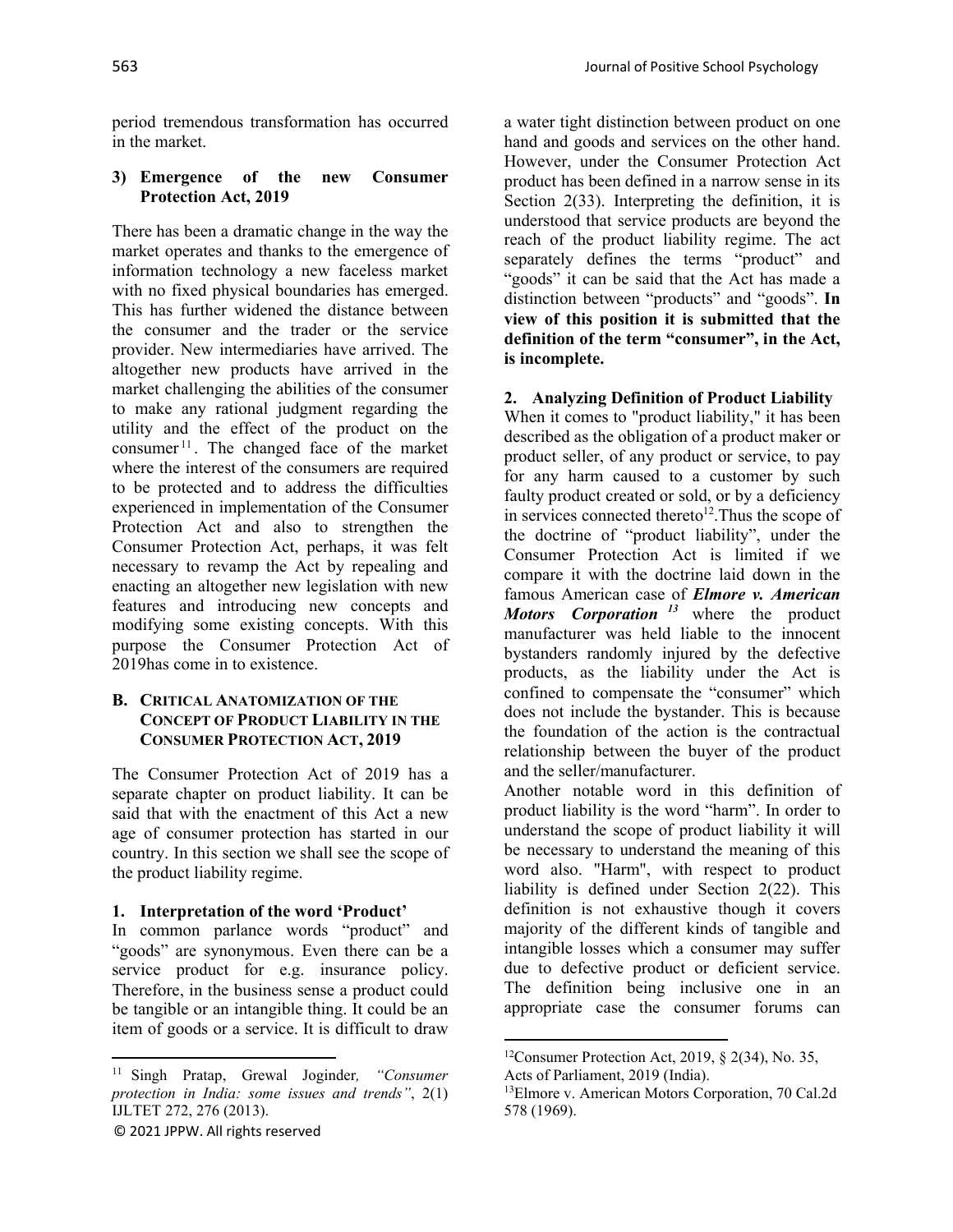period tremendous transformation has occurred in the market.

### 3) Emergence of the new Consumer Protection Act, 2019

There has been a dramatic change in the way the market operates and thanks to the emergence of information technology a new faceless market with no fixed physical boundaries has emerged. This has further widened the distance between the consumer and the trader or the service provider. New intermediaries have arrived. The altogether new products have arrived in the market challenging the abilities of the consumer to make any rational judgment regarding the utility and the effect of the product on the consumer[11]. The changed face of the market where the interest of the consumers are required to be protected and to address the difficulties experienced in implementation of the Consumer Protection Act and also to strengthen the Consumer Protection Act, perhaps, it was felt necessary to revamp the Act by repealing and enacting an altogether new legislation with new features and introducing new concepts and modifying some existing concepts. With this purpose the Consumer Protection Act of 2019has come in to existence.

## B. Critical Anatomization of the Concept of Product Liability in the Consumer Protection Act, 2019

The Consumer Protection Act of 2019 has a separate chapter on product liability. It can be said that with the enactment of this Act a new age of consumer protection has started in our country. In this section we shall see the scope of the product liability regime.

### 1. Interpretation of the word 'Product'

In common parlance words "product" and "goods" are synonymous. Even there can be a service product for e.g. insurance policy. Therefore, in the business sense a product could be tangible or an intangible thing. It could be an item of goods or a service. It is difficult to draw a water tight distinction between product on one hand and goods and services on the other hand. However, under the Consumer Protection Act product has been defined in a narrow sense in its Section 2(33). Interpreting the definition, it is understood that service products are beyond the reach of the product liability regime. The act separately defines the terms "product" and "goods" it can be said that the Act has made a distinction between "products" and "goods". **In view of this position it is submitted that the definition of the term "consumer", in the Act, is incomplete.**

### 2. Analyzing Definition of Product Liability

When it comes to "product liability," it has been described as the obligation of a product maker or product seller, of any product or service, to pay for any harm caused to a customer by such faulty product created or sold, or by a deficiency in services connected thereto[12].Thus the scope of the doctrine of "product liability", under the Consumer Protection Act is limited if we compare it with the doctrine laid down in the famous American case of ***Elmore v. American Motors Corporation*** [13] where the product manufacturer was held liable to the innocent bystanders randomly injured by the defective products, as the liability under the Act is confined to compensate the "consumer" which does not include the bystander. This is because the foundation of the action is the contractual relationship between the buyer of the product and the seller/manufacturer.

Another notable word in this definition of product liability is the word "harm". In order to understand the scope of product liability it will be necessary to understand the meaning of this word also. "Harm", with respect to product liability is defined under Section 2(22). This definition is not exhaustive though it covers majority of the different kinds of tangible and intangible losses which a consumer may suffer due to defective product or deficient service. The definition being inclusive one in an appropriate case the consumer forums can

---

[11] Singh Pratap, Grewal Joginder, *"Consumer protection in India: some issues and trends"*, 2(1) IJLTET 272, 276 (2013).

[12] Consumer Protection Act, 2019, § 2(34), No. 35, Acts of Parliament, 2019 (India).

[13] Elmore v. American Motors Corporation, 70 Cal.2d 578 (1969).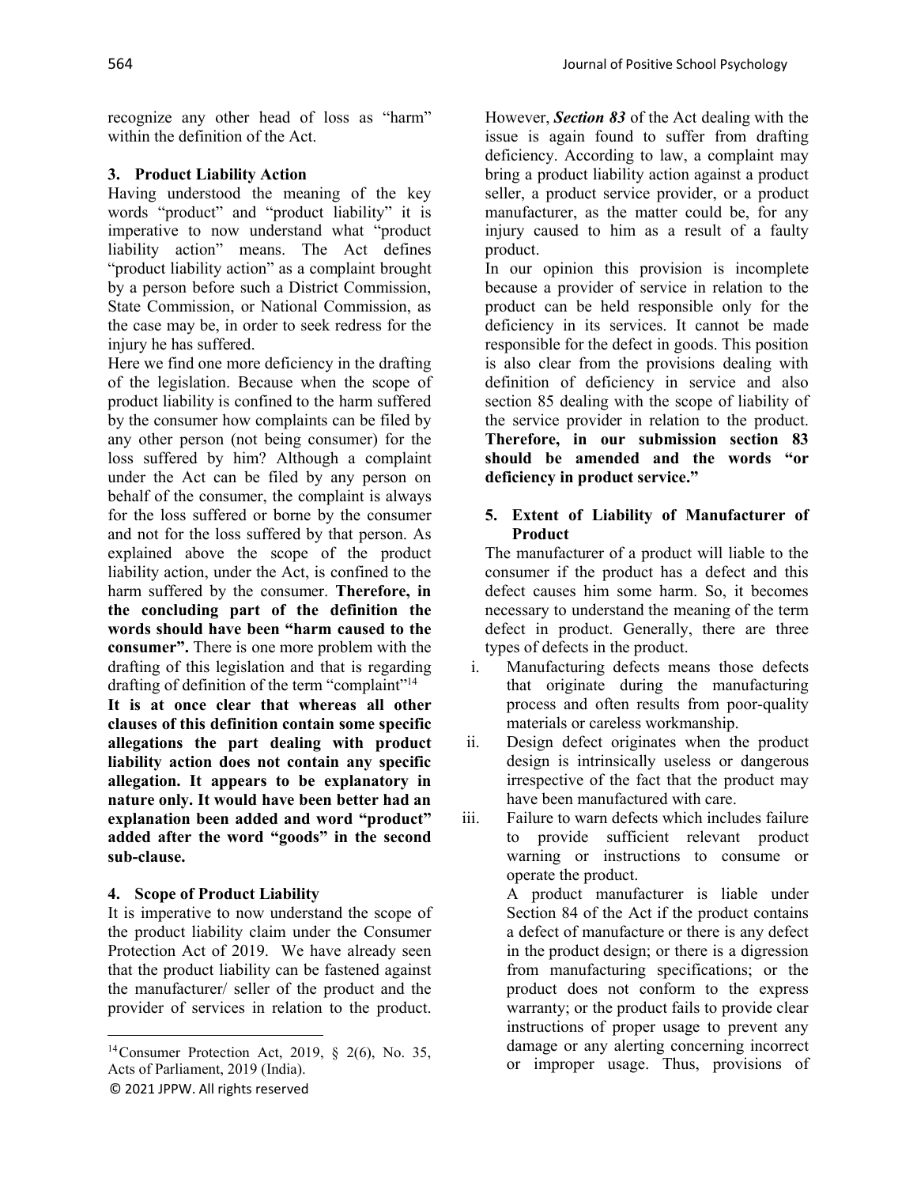recognize any other head of loss as "harm" within the definition of the Act.

### 3. Product Liability Action

Having understood the meaning of the key words "product" and "product liability" it is imperative to now understand what "product liability action" means. The Act defines "product liability action" as a complaint brought by a person before such a District Commission, State Commission, or National Commission, as the case may be, in order to seek redress for the injury he has suffered.

Here we find one more deficiency in the drafting of the legislation. Because when the scope of product liability is confined to the harm suffered by the consumer how complaints can be filed by any other person (not being consumer) for the loss suffered by him? Although a complaint under the Act can be filed by any person on behalf of the consumer, the complaint is always for the loss suffered or borne by the consumer and not for the loss suffered by that person. As explained above the scope of the product liability action, under the Act, is confined to the harm suffered by the consumer. **Therefore, in the concluding part of the definition the words should have been "harm caused to the consumer".** There is one more problem with the drafting of this legislation and that is regarding drafting of definition of the term "complaint"[14]

**It is at once clear that whereas all other clauses of this definition contain some specific allegations the part dealing with product liability action does not contain any specific allegation. It appears to be explanatory in nature only. It would have been better had an explanation been added and word "product" added after the word "goods" in the second sub-clause.**

### 4. Scope of Product Liability

It is imperative to now understand the scope of the product liability claim under the Consumer Protection Act of 2019. We have already seen that the product liability can be fastened against the manufacturer/ seller of the product and the provider of services in relation to the product. However, ***Section 83*** of the Act dealing with the issue is again found to suffer from drafting deficiency. According to law, a complaint may bring a product liability action against a product seller, a product service provider, or a product manufacturer, as the matter could be, for any injury caused to him as a result of a faulty product.

In our opinion this provision is incomplete because a provider of service in relation to the product can be held responsible only for the deficiency in its services. It cannot be made responsible for the defect in goods. This position is also clear from the provisions dealing with definition of deficiency in service and also section 85 dealing with the scope of liability of the service provider in relation to the product. **Therefore, in our submission section 83 should be amended and the words "or deficiency in product service."**

### 5. Extent of Liability of Manufacturer of Product

The manufacturer of a product will liable to the consumer if the product has a defect and this defect causes him some harm. So, it becomes necessary to understand the meaning of the term defect in product. Generally, there are three types of defects in the product.

i. Manufacturing defects means those defects that originate during the manufacturing process and often results from poor-quality materials or careless workmanship.

ii. Design defect originates when the product design is intrinsically useless or dangerous irrespective of the fact that the product may have been manufactured with care.

iii. Failure to warn defects which includes failure to provide sufficient relevant product warning or instructions to consume or operate the product.

A product manufacturer is liable under Section 84 of the Act if the product contains a defect of manufacture or there is any defect in the product design; or there is a digression from manufacturing specifications; or the product does not conform to the express warranty; or the product fails to provide clear instructions of proper usage to prevent any damage or any alerting concerning incorrect or improper usage. Thus, provisions of

[14] Consumer Protection Act, 2019, § 2(6), No. 35, Acts of Parliament, 2019 (India).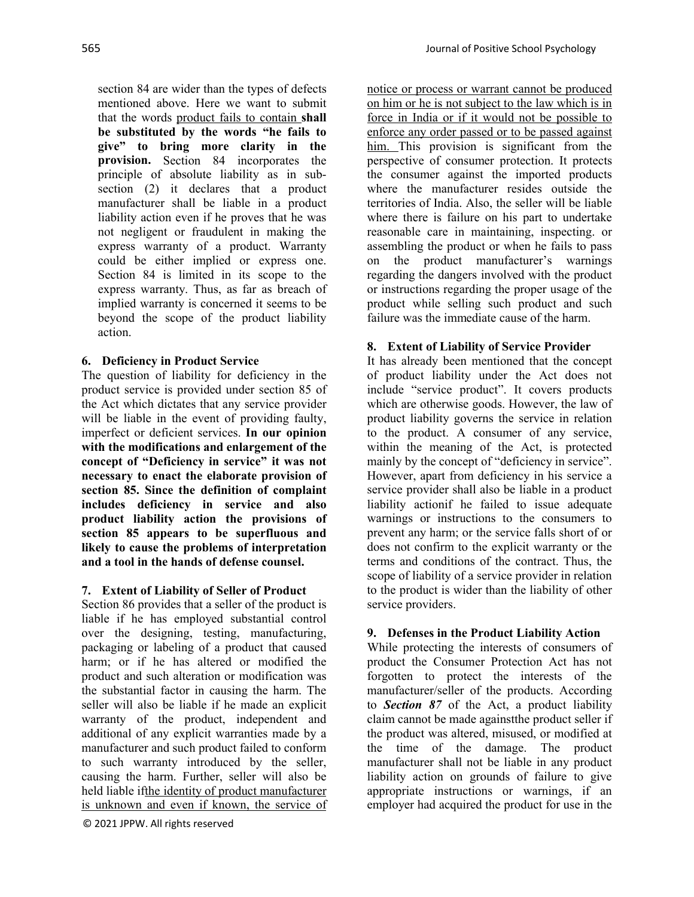section 84 are wider than the types of defects mentioned above. Here we want to submit that the words product fails to contain **shall be substituted by the words "he fails to give" to bring more clarity in the provision.** Section 84 incorporates the principle of absolute liability as in sub-section (2) it declares that a product manufacturer shall be liable in a product liability action even if he proves that he was not negligent or fraudulent in making the express warranty of a product. Warranty could be either implied or express one. Section 84 is limited in its scope to the express warranty. Thus, as far as breach of implied warranty is concerned it seems to be beyond the scope of the product liability action.

### 6. Deficiency in Product Service

The question of liability for deficiency in the product service is provided under section 85 of the Act which dictates that any service provider will be liable in the event of providing faulty, imperfect or deficient services. **In our opinion with the modifications and enlargement of the concept of "Deficiency in service" it was not necessary to enact the elaborate provision of section 85. Since the definition of complaint includes deficiency in service and also product liability action the provisions of section 85 appears to be superfluous and likely to cause the problems of interpretation and a tool in the hands of defense counsel.**

### 7. Extent of Liability of Seller of Product

Section 86 provides that a seller of the product is liable if he has employed substantial control over the designing, testing, manufacturing, packaging or labeling of a product that caused harm; or if he has altered or modified the product and such alteration or modification was the substantial factor in causing the harm. The seller will also be liable if he made an explicit warranty of the product, independent and additional of any explicit warranties made by a manufacturer and such product failed to conform to such warranty introduced by the seller, causing the harm. Further, seller will also be held liable ifthe identity of product manufacturer is unknown and even if known, the service of notice or process or warrant cannot be produced on him or he is not subject to the law which is in force in India or if it would not be possible to enforce any order passed or to be passed against him. This provision is significant from the perspective of consumer protection. It protects the consumer against the imported products where the manufacturer resides outside the territories of India. Also, the seller will be liable where there is failure on his part to undertake reasonable care in maintaining, inspecting. or assembling the product or when he fails to pass on the product manufacturer's warnings regarding the dangers involved with the product or instructions regarding the proper usage of the product while selling such product and such failure was the immediate cause of the harm.

### 8. Extent of Liability of Service Provider

It has already been mentioned that the concept of product liability under the Act does not include "service product". It covers products which are otherwise goods. However, the law of product liability governs the service in relation to the product. A consumer of any service, within the meaning of the Act, is protected mainly by the concept of "deficiency in service". However, apart from deficiency in his service a service provider shall also be liable in a product liability actionif he failed to issue adequate warnings or instructions to the consumers to prevent any harm; or the service falls short of or does not confirm to the explicit warranty or the terms and conditions of the contract. Thus, the scope of liability of a service provider in relation to the product is wider than the liability of other service providers.

### 9. Defenses in the Product Liability Action

While protecting the interests of consumers of product the Consumer Protection Act has not forgotten to protect the interests of the manufacturer/seller of the products. According to ***Section 87*** of the Act, a product liability claim cannot be made againstthe product seller if the product was altered, misused, or modified at the time of the damage. The product manufacturer shall not be liable in any product liability action on grounds of failure to give appropriate instructions or warnings, if an employer had acquired the product for use in the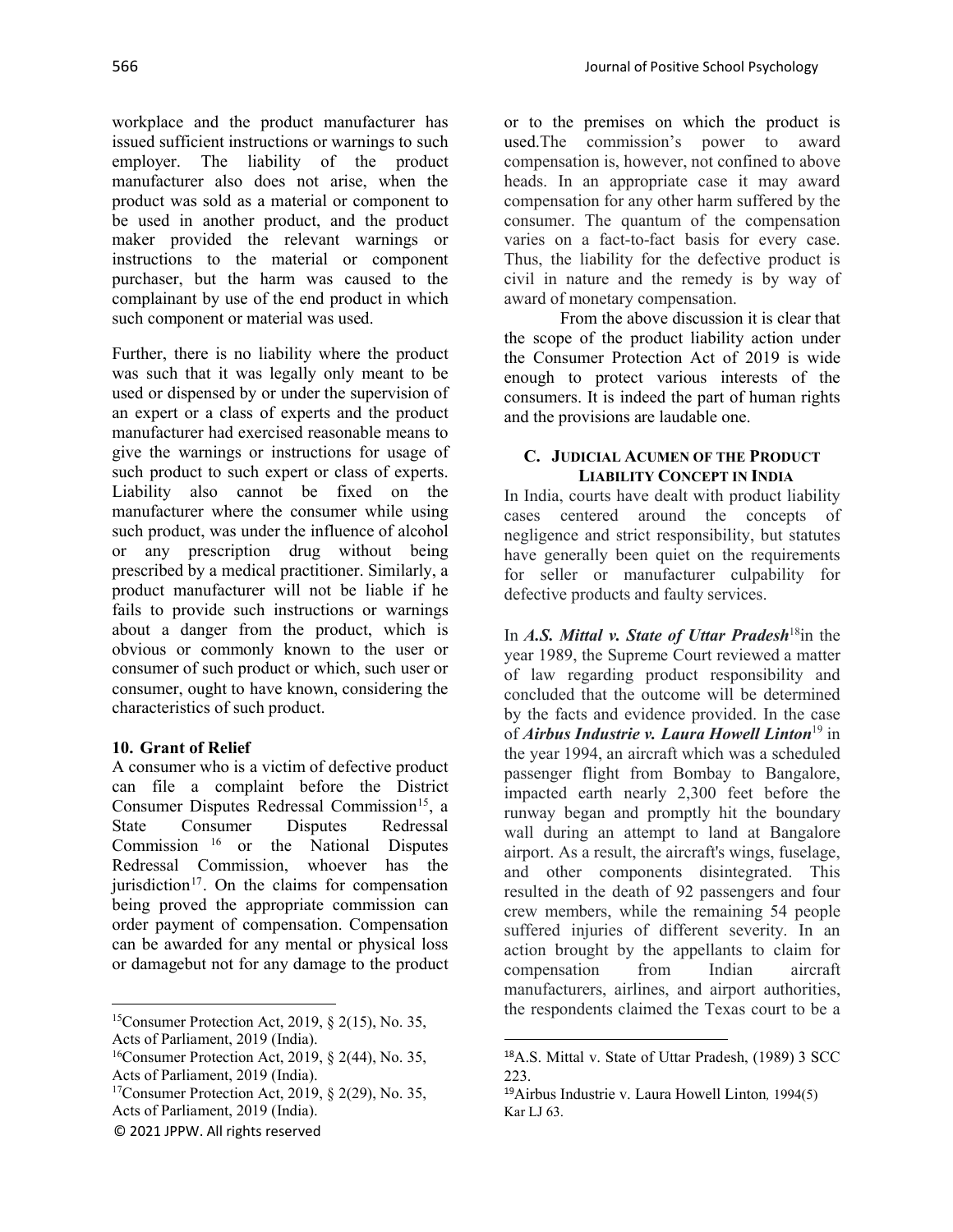workplace and the product manufacturer has issued sufficient instructions or warnings to such employer. The liability of the product manufacturer also does not arise, when the product was sold as a material or component to be used in another product, and the product maker provided the relevant warnings or instructions to the material or component purchaser, but the harm was caused to the complainant by use of the end product in which such component or material was used.

Further, there is no liability where the product was such that it was legally only meant to be used or dispensed by or under the supervision of an expert or a class of experts and the product manufacturer had exercised reasonable means to give the warnings or instructions for usage of such product to such expert or class of experts. Liability also cannot be fixed on the manufacturer where the consumer while using such product, was under the influence of alcohol or any prescription drug without being prescribed by a medical practitioner. Similarly, a product manufacturer will not be liable if he fails to provide such instructions or warnings about a danger from the product, which is obvious or commonly known to the user or consumer of such product or which, such user or consumer, ought to have known, considering the characteristics of such product.

### 10. Grant of Relief

A consumer who is a victim of defective product can file a complaint before the District Consumer Disputes Redressal Commission[15], a State Consumer Disputes Redressal Commission [16] or the National Disputes Redressal Commission, whoever has the jurisdiction[17]. On the claims for compensation being proved the appropriate commission can order payment of compensation. Compensation can be awarded for any mental or physical loss or damagebut not for any damage to the product or to the premises on which the product is used.The commission's power to award compensation is, however, not confined to above heads. In an appropriate case it may award compensation for any other harm suffered by the consumer. The quantum of the compensation varies on a fact-to-fact basis for every case. Thus, the liability for the defective product is civil in nature and the remedy is by way of award of monetary compensation.

From the above discussion it is clear that the scope of the product liability action under the Consumer Protection Act of 2019 is wide enough to protect various interests of the consumers. It is indeed the part of human rights and the provisions are laudable one.

## C. JUDICIAL ACUMEN OF THE PRODUCT LIABILITY CONCEPT IN INDIA

In India, courts have dealt with product liability cases centered around the concepts of negligence and strict responsibility, but statutes have generally been quiet on the requirements for seller or manufacturer culpability for defective products and faulty services.

In ***A.S. Mittal v. State of Uttar Pradesh***[18]in the year 1989, the Supreme Court reviewed a matter of law regarding product responsibility and concluded that the outcome will be determined by the facts and evidence provided. In the case of ***Airbus Industrie v. Laura Howell Linton***[19] in the year 1994, an aircraft which was a scheduled passenger flight from Bombay to Bangalore, impacted earth nearly 2,300 feet before the runway began and promptly hit the boundary wall during an attempt to land at Bangalore airport. As a result, the aircraft's wings, fuselage, and other components disintegrated. This resulted in the death of 92 passengers and four crew members, while the remaining 54 people suffered injuries of different severity. In an action brought by the appellants to claim for compensation from Indian aircraft manufacturers, airlines, and airport authorities, the respondents claimed the Texas court to be a

---

[15]Consumer Protection Act, 2019, § 2(15), No. 35, Acts of Parliament, 2019 (India).

[16]Consumer Protection Act, 2019, § 2(44), No. 35, Acts of Parliament, 2019 (India).

[17]Consumer Protection Act, 2019, § 2(29), No. 35, Acts of Parliament, 2019 (India).

[18]A.S. Mittal v. State of Uttar Pradesh, (1989) 3 SCC 223.

[19]Airbus Industrie v. Laura Howell Linton, 1994(5) Kar LJ 63.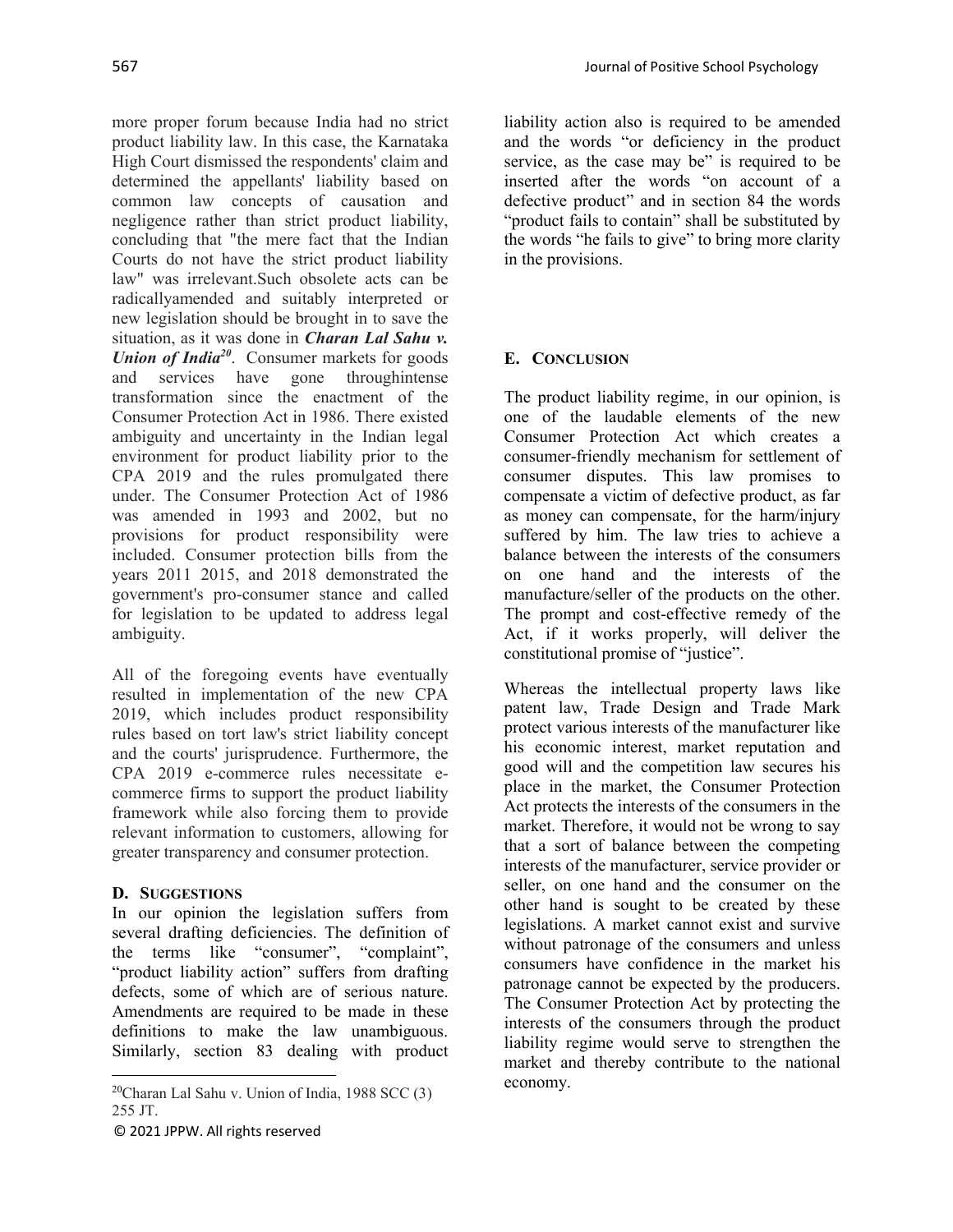more proper forum because India had no strict product liability law. In this case, the Karnataka High Court dismissed the respondents' claim and determined the appellants' liability based on common law concepts of causation and negligence rather than strict product liability, concluding that "the mere fact that the Indian Courts do not have the strict product liability law" was irrelevant.Such obsolete acts can be radicallyamended and suitably interpreted or new legislation should be brought in to save the situation, as it was done in ***Charan Lal Sahu v. Union of India***[20]. Consumer markets for goods and services have gone throughintense transformation since the enactment of the Consumer Protection Act in 1986. There existed ambiguity and uncertainty in the Indian legal environment for product liability prior to the CPA 2019 and the rules promulgated there under. The Consumer Protection Act of 1986 was amended in 1993 and 2002, but no provisions for product responsibility were included. Consumer protection bills from the years 2011 2015, and 2018 demonstrated the government's pro-consumer stance and called for legislation to be updated to address legal ambiguity.

All of the foregoing events have eventually resulted in implementation of the new CPA 2019, which includes product responsibility rules based on tort law's strict liability concept and the courts' jurisprudence. Furthermore, the CPA 2019 e-commerce rules necessitate e-commerce firms to support the product liability framework while also forcing them to provide relevant information to customers, allowing for greater transparency and consumer protection.

## D. Suggestions

In our opinion the legislation suffers from several drafting deficiencies. The definition of the terms like "consumer", "complaint", "product liability action" suffers from drafting defects, some of which are of serious nature. Amendments are required to be made in these definitions to make the law unambiguous. Similarly, section 83 dealing with product liability action also is required to be amended and the words "or deficiency in the product service, as the case may be" is required to be inserted after the words "on account of a defective product" and in section 84 the words "product fails to contain" shall be substituted by the words "he fails to give" to bring more clarity in the provisions.

## E. Conclusion

The product liability regime, in our opinion, is one of the laudable elements of the new Consumer Protection Act which creates a consumer-friendly mechanism for settlement of consumer disputes. This law promises to compensate a victim of defective product, as far as money can compensate, for the harm/injury suffered by him. The law tries to achieve a balance between the interests of the consumers on one hand and the interests of the manufacture/seller of the products on the other. The prompt and cost-effective remedy of the Act, if it works properly, will deliver the constitutional promise of "justice".

Whereas the intellectual property laws like patent law, Trade Design and Trade Mark protect various interests of the manufacturer like his economic interest, market reputation and good will and the competition law secures his place in the market, the Consumer Protection Act protects the interests of the consumers in the market. Therefore, it would not be wrong to say that a sort of balance between the competing interests of the manufacturer, service provider or seller, on one hand and the consumer on the other hand is sought to be created by these legislations. A market cannot exist and survive without patronage of the consumers and unless consumers have confidence in the market his patronage cannot be expected by the producers. The Consumer Protection Act by protecting the interests of the consumers through the product liability regime would serve to strengthen the market and thereby contribute to the national economy.

---

[20] Charan Lal Sahu v. Union of India, 1988 SCC (3) 255 JT.